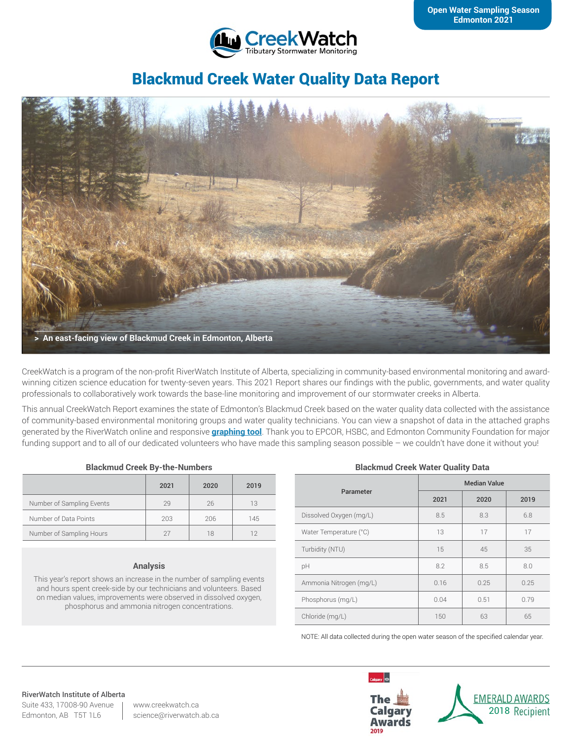Open Water Sampling Season
Edmonton 2021

CreekWatch
Tributary Stormwater Monitoring

# Blackmud Creek Water Quality Data Report

> An east-facing view of Blackmud Creek in Edmonton, Alberta

CreekWatch is a program of the non-profit RiverWatch Institute of Alberta, specializing in community-based environmental monitoring and award-winning citizen science education for twenty-seven years. This 2021 Report shares our findings with the public, governments, and water quality professionals to collaboratively work towards the base-line monitoring and improvement of our stormwater creeks in Alberta.

This annual CreekWatch Report examines the state of Edmonton's Blackmud Creek based on the water quality data collected with the assistance of community-based environmental monitoring groups and water quality technicians. You can view a snapshot of data in the attached graphs generated by the RiverWatch online and responsive **graphing tool**. Thank you to EPCOR, HSBC, and Edmonton Community Foundation for major funding support and to all of our dedicated volunteers who have made this sampling season possible – we couldn't have done it without you!

### Blackmud Creek By-the-Numbers

| | 2021 | 2020 | 2019 |
|---|---|---|---|
| Number of Sampling Events | 29 | 26 | 13 |
| Number of Data Points | 203 | 206 | 145 |
| Number of Sampling Hours | 27 | 18 | 12 |

### Analysis

This year's report shows an increase in the number of sampling events and hours spent creek-side by our technicians and volunteers. Based on median values, improvements were observed in dissolved oxygen, phosphorus and ammonia nitrogen concentrations.

### Blackmud Creek Water Quality Data

| Parameter | Median Value | | |
|---|---|---|---|
| | 2021 | 2020 | 2019 |
| Dissolved Oxygen (mg/L) | 8.5 | 8.3 | 6.8 |
| Water Temperature (°C) | 13 | 17 | 17 |
| Turbidity (NTU) | 15 | 45 | 35 |
| pH | 8.2 | 8.5 | 8.0 |
| Ammonia Nitrogen (mg/L) | 0.16 | 0.25 | 0.25 |
| Phosphorus (mg/L) | 0.04 | 0.51 | 0.79 |
| Chloride (mg/L) | 150 | 63 | 65 |

NOTE: All data collected during the open water season of the specified calendar year.

**RiverWatch Institute of Alberta**
Suite 433, 17008-90 Avenue
Edmonton, AB T5T 1L6

www.creekwatch.ca
science@riverwatch.ab.ca

The Calgary Awards 2019

EMERALD AWARDS 2018 Recipient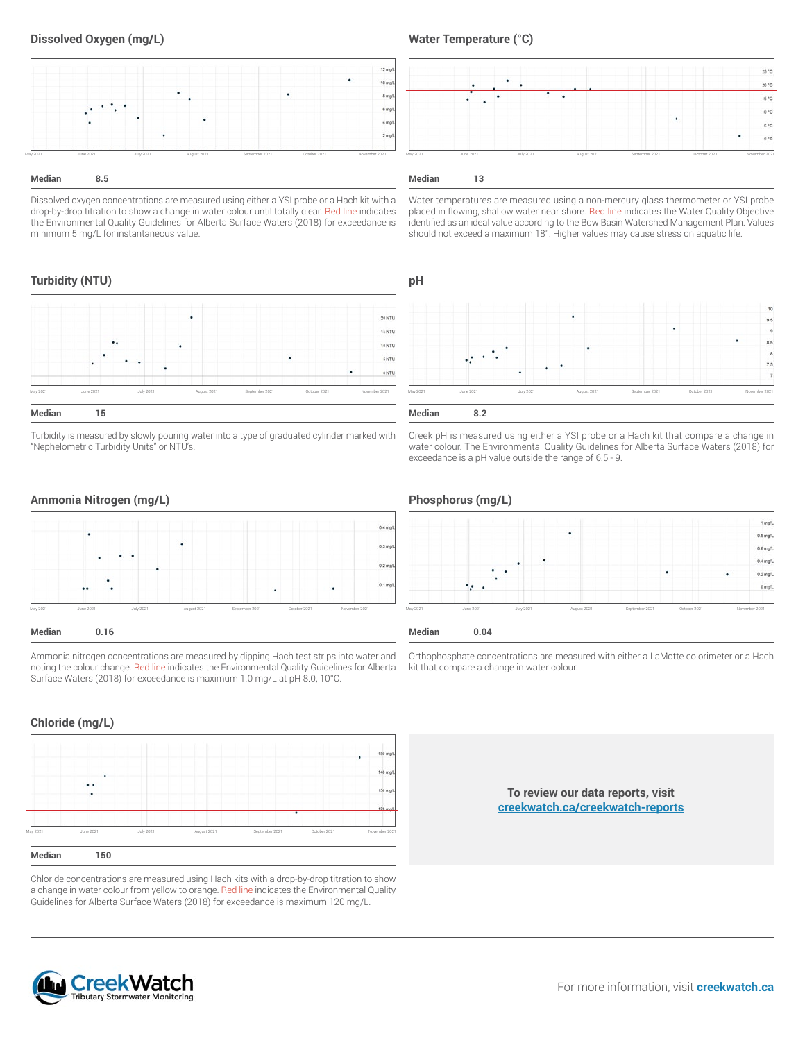## Dissolved Oxygen (mg/L)

12 mg/L
10 mg/L
8 mg/L
6 mg/L
4 mg/L
2 mg/L

May 2021
June 2021
July 2021
August 2021
September 2021
October 2021
November 2021

**Median** 8.5

Dissolved oxygen concentrations are measured using either a YSI probe or a Hach kit with a drop-by-drop titration to show a change in water colour until totally clear. Red line indicates the Environmental Quality Guidelines for Alberta Surface Waters (2018) for exceedance is minimum 5 mg/L for instantaneous value.

## Water Temperature (°C)

25 °C
20 °C
15 °C
10 °C
5 °C
0 °C

May 2021
June 2021
July 2021
August 2021
September 2021
October 2021
November 2021

**Median** 13

Water temperatures are measured using a non-mercury glass thermometer or YSI probe placed in flowing, shallow water near shore. Red line indicates the Water Quality Objective identified as an ideal value according to the Bow Basin Watershed Management Plan. Values should not exceed a maximum 18°. Higher values may cause stress on aquatic life.

## Turbidity (NTU)

20 NTU
15 NTU
10 NTU
5 NTU
0 NTU

May 2021
June 2021
July 2021
August 2021
September 2021
October 2021
November 2021

**Median** 15

Turbidity is measured by slowly pouring water into a type of graduated cylinder marked with "Nephelometric Turbidity Units" or NTU's.

## pH

10
9.5
9
8.5
8
7.5
7

May 2021
June 2021
July 2021
August 2021
September 2021
October 2021
November 2021

**Median** 8.2

Creek pH is measured using either a YSI probe or a Hach kit that compare a change in water colour. The Environmental Quality Guidelines for Alberta Surface Waters (2018) for exceedance is a pH value outside the range of 6.5 - 9.

## Ammonia Nitrogen (mg/L)

0.4 mg/L
0.3 mg/L
0.2 mg/L
0.1 mg/L

May 2021
June 2021
July 2021
August 2021
September 2021
October 2021
November 2021

**Median** 0.16

Ammonia nitrogen concentrations are measured by dipping Hach test strips into water and noting the colour change. Red line indicates the Environmental Quality Guidelines for Alberta Surface Waters (2018) for exceedance is maximum 1.0 mg/L at pH 8.0, 10°C.

## Phosphorus (mg/L)

1 mg/L
0.8 mg/L
0.6 mg/L
0.4 mg/L
0.2 mg/L
0 mg/L

May 2021
June 2021
July 2021
August 2021
September 2021
October 2021
November 2021

**Median** 0.04

Orthophosphate concentrations are measured with either a LaMotte colorimeter or a Hach kit that compare a change in water colour.

## Chloride (mg/L)

150 mg/L
140 mg/L
130 mg/L
120 mg/L

May 2021
June 2021
July 2021
August 2021
September 2021
October 2021
November 2021

**Median** 150

Chloride concentrations are measured using Hach kits with a drop-by-drop titration to show a change in water colour from yellow to orange. Red line indicates the Environmental Quality Guidelines for Alberta Surface Waters (2018) for exceedance is maximum 120 mg/L.

**To review our data reports, visit [creekwatch.ca/creekwatch-reports](creekwatch.ca/creekwatch-reports)**

CreekWatch
Tributary Stormwater Monitoring

For more information, visit **[creekwatch.ca](creekwatch.ca)**